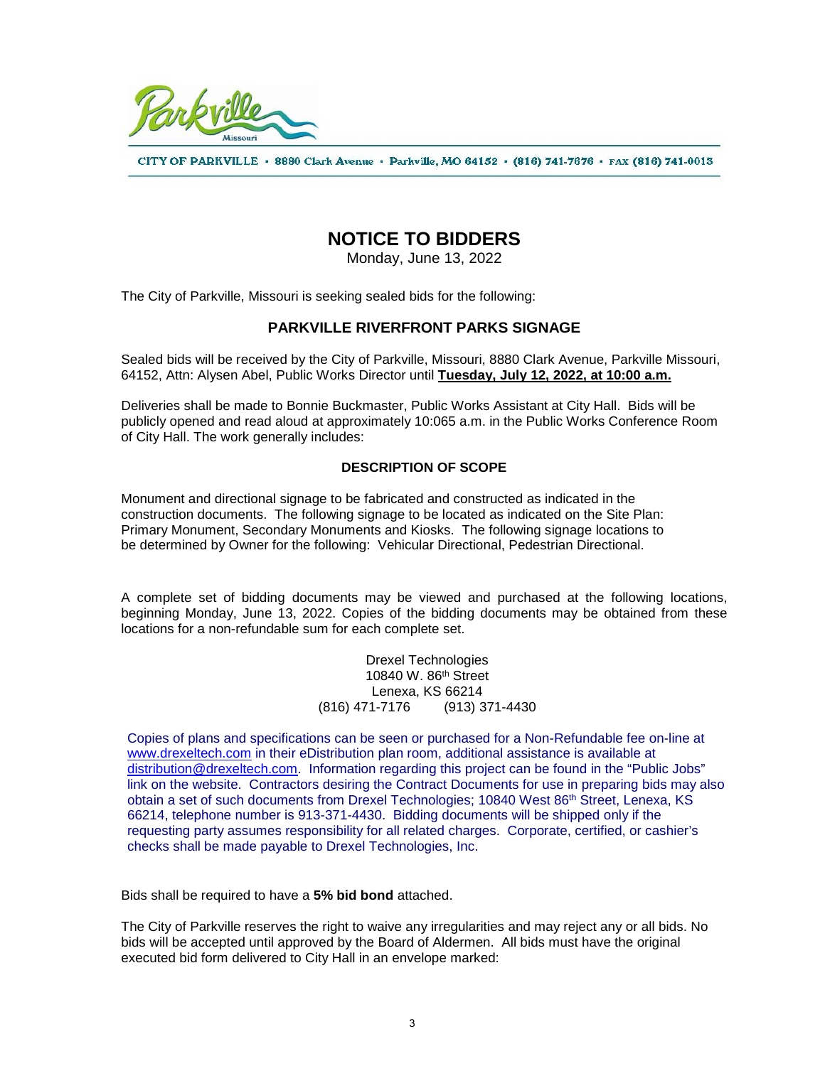Parkville Missouri

CITY OF PARKVILLE · 8880 Clark Avenue · Parkville, MO 64152 · (816) 741-7676 · FAX (816) 741-0015

# NOTICE TO BIDDERS

Monday, June 13, 2022

The City of Parkville, Missouri is seeking sealed bids for the following:

## PARKVILLE RIVERFRONT PARKS SIGNAGE

Sealed bids will be received by the City of Parkville, Missouri, 8880 Clark Avenue, Parkville Missouri, 64152, Attn: Alysen Abel, Public Works Director until **Tuesday, July 12, 2022, at 10:00 a.m.**

Deliveries shall be made to Bonnie Buckmaster, Public Works Assistant at City Hall. Bids will be publicly opened and read aloud at approximately 10:065 a.m. in the Public Works Conference Room of City Hall. The work generally includes:

### DESCRIPTION OF SCOPE

Monument and directional signage to be fabricated and constructed as indicated in the construction documents. The following signage to be located as indicated on the Site Plan: Primary Monument, Secondary Monuments and Kiosks. The following signage locations to be determined by Owner for the following: Vehicular Directional, Pedestrian Directional.

A complete set of bidding documents may be viewed and purchased at the following locations, beginning Monday, June 13, 2022. Copies of the bidding documents may be obtained from these locations for a non-refundable sum for each complete set.

Drexel Technologies
10840 W. 86th Street
Lenexa, KS 66214
(816) 471-7176 (913) 371-4430

Copies of plans and specifications can be seen or purchased for a Non-Refundable fee on-line at www.drexeltech.com in their eDistribution plan room, additional assistance is available at distribution@drexeltech.com. Information regarding this project can be found in the "Public Jobs" link on the website. Contractors desiring the Contract Documents for use in preparing bids may also obtain a set of such documents from Drexel Technologies; 10840 West 86th Street, Lenexa, KS 66214, telephone number is 913-371-4430. Bidding documents will be shipped only if the requesting party assumes responsibility for all related charges. Corporate, certified, or cashier's checks shall be made payable to Drexel Technologies, Inc.

Bids shall be required to have a **5% bid bond** attached.

The City of Parkville reserves the right to waive any irregularities and may reject any or all bids. No bids will be accepted until approved by the Board of Aldermen. All bids must have the original executed bid form delivered to City Hall in an envelope marked: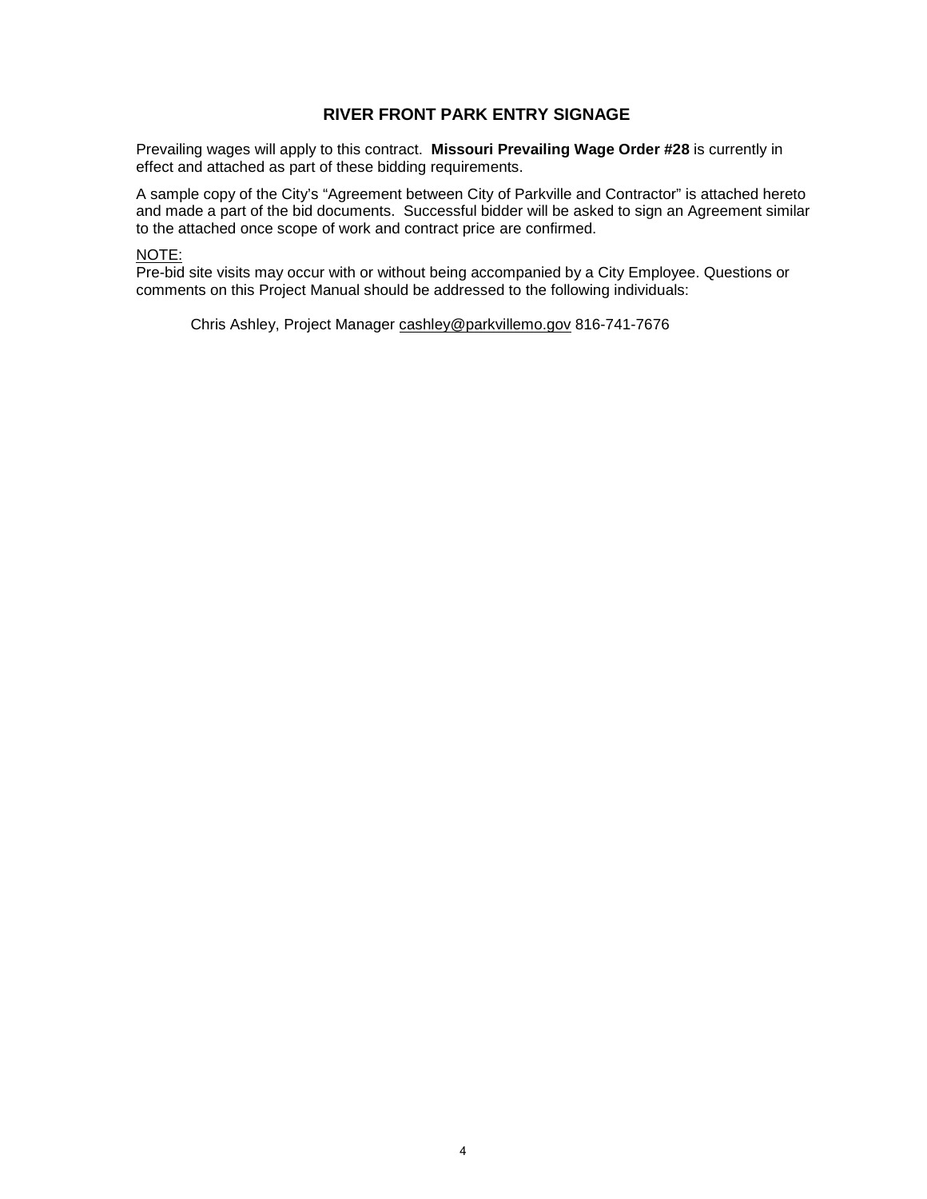## RIVER FRONT PARK ENTRY SIGNAGE

Prevailing wages will apply to this contract. **Missouri Prevailing Wage Order #28** is currently in effect and attached as part of these bidding requirements.

A sample copy of the City's "Agreement between City of Parkville and Contractor" is attached hereto and made a part of the bid documents. Successful bidder will be asked to sign an Agreement similar to the attached once scope of work and contract price are confirmed.

NOTE:
Pre-bid site visits may occur with or without being accompanied by a City Employee. Questions or comments on this Project Manual should be addressed to the following individuals:

Chris Ashley, Project Manager cashley@parkvillemo.gov 816-741-7676